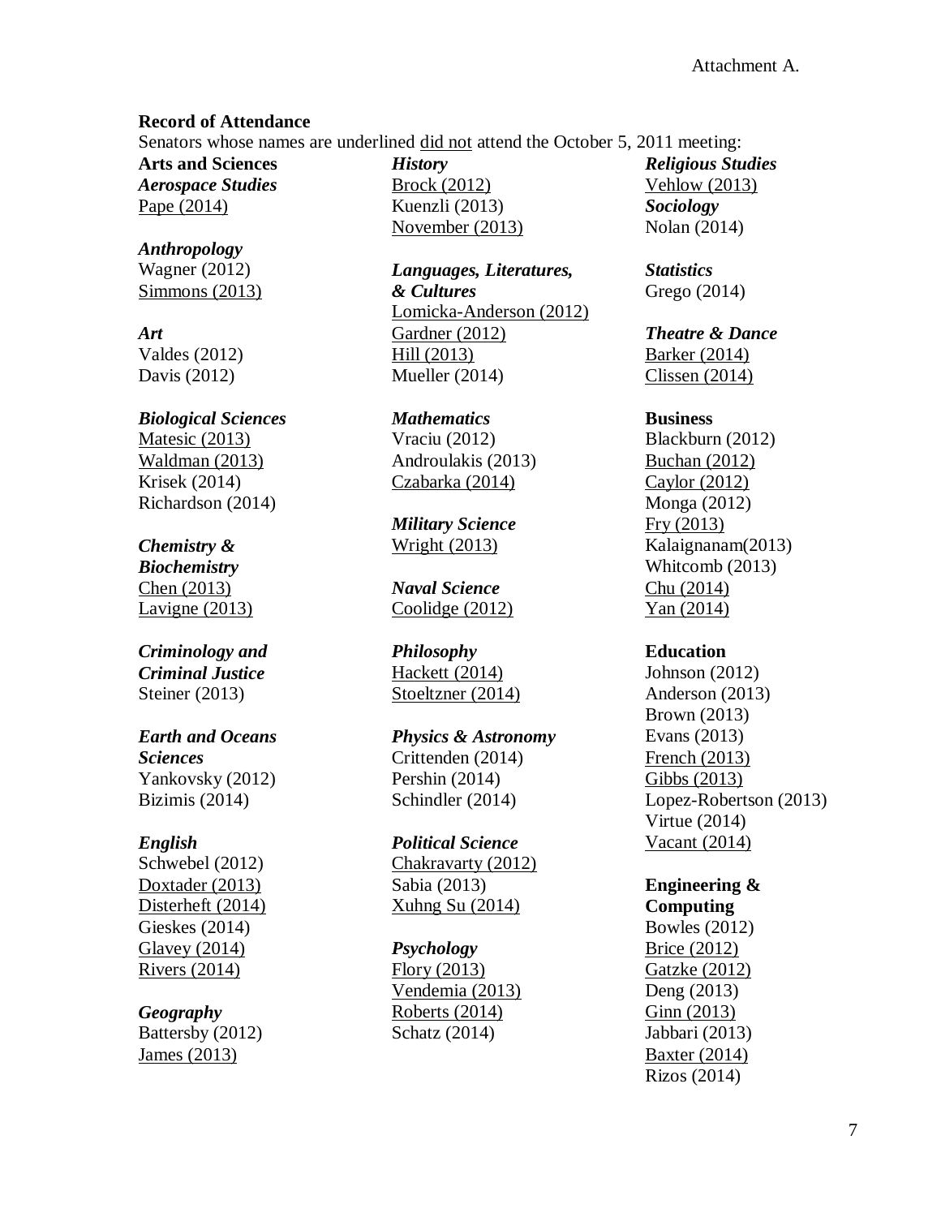Attachment A.

**Record of Attendance**

Senators whose names are underlined <u>did not</u> attend the October 5, 2011 meeting:

**Arts and Sciences**

***Aerospace Studies***
<u>Pape (2014)</u>

***Anthropology***
Wagner (2012)
<u>Simmons (2013)</u>

***Art***
Valdes (2012)
Davis (2012)

***Biological Sciences***
<u>Matesic (2013)</u>
<u>Waldman (2013)</u>
Krisek (2014)
Richardson (2014)

***Chemistry & Biochemistry***
<u>Chen (2013)</u>
<u>Lavigne (2013)</u>

***Criminology and Criminal Justice***
Steiner (2013)

***Earth and Oceans Sciences***
Yankovsky (2012)
Bizimis (2014)

***English***
Schwebel (2012)
<u>Doxtader (2013)</u>
<u>Disterheft (2014)</u>
Gieskes (2014)
<u>Glavey (2014)</u>
<u>Rivers (2014)</u>

***Geography***
Battersby (2012)
<u>James (2013)</u>

***History***
<u>Brock (2012)</u>
Kuenzli (2013)
<u>November (2013)</u>

***Languages, Literatures, & Cultures***
<u>Lomicka-Anderson (2012)</u>
<u>Gardner (2012)</u>
<u>Hill (2013)</u>
Mueller (2014)

***Mathematics***
Vraciu (2012)
Androulakis (2013)
<u>Czabarka (2014)</u>

***Military Science***
<u>Wright (2013)</u>

***Naval Science***
<u>Coolidge (2012)</u>

***Philosophy***
<u>Hackett (2014)</u>
<u>Stoeltzner (2014)</u>

***Physics & Astronomy***
Crittenden (2014)
Pershin (2014)
Schindler (2014)

***Political Science***
<u>Chakravarty (2012)</u>
Sabia (2013)
<u>Xuhng Su (2014)</u>

***Psychology***
<u>Flory (2013)</u>
<u>Vendemia (2013)</u>
<u>Roberts (2014)</u>
Schatz (2014)

***Religious Studies***
<u>Vehlow (2013)</u>

***Sociology***
Nolan (2014)

***Statistics***
Grego (2014)

***Theatre & Dance***
<u>Barker (2014)</u>
<u>Clissen (2014)</u>

**Business**
Blackburn (2012)
<u>Buchan (2012)</u>
<u>Caylor (2012)</u>
Monga (2012)
<u>Fry (2013)</u>
Kalaignanam(2013)
Whitcomb (2013)
<u>Chu (2014)</u>
<u>Yan (2014)</u>

**Education**
Johnson (2012)
Anderson (2013)
Brown (2013)
Evans (2013)
<u>French (2013)</u>
<u>Gibbs (2013)</u>
Lopez-Robertson (2013)
Virtue (2014)
<u>Vacant (2014)</u>

**Engineering & Computing**
Bowles (2012)
<u>Brice (2012)</u>
<u>Gatzke (2012)</u>
Deng (2013)
<u>Ginn (2013)</u>
Jabbari (2013)
<u>Baxter (2014)</u>
Rizos (2014)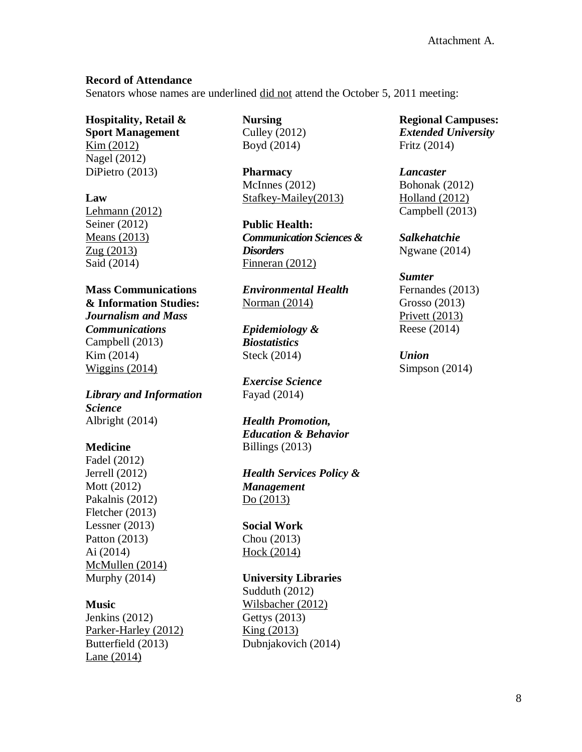Attachment A.

**Record of Attendance**

Senators whose names are underlined <u>did not</u> attend the October 5, 2011 meeting:

**Hospitality, Retail & Sport Management**
<u>Kim (2012)</u>
Nagel (2012)
DiPietro (2013)

**Law**
<u>Lehmann (2012)</u>
Seiner (2012)
<u>Means (2013)</u>
<u>Zug (2013)</u>
Said (2014)

**Mass Communications & Information Studies:**
***Journalism and Mass Communications***
Campbell (2013)
Kim (2014)
<u>Wiggins (2014)</u>

***Library and Information Science***
Albright (2014)

**Medicine**
Fadel (2012)
Jerrell (2012)
Mott (2012)
Pakalnis (2012)
Fletcher (2013)
Lessner (2013)
Patton (2013)
Ai (2014)
<u>McMullen (2014)</u>
Murphy (2014)

**Music**
Jenkins (2012)
<u>Parker-Harley (2012)</u>
Butterfield (2013)
<u>Lane (2014)</u>

**Nursing**
Culley (2012)
Boyd (2014)

**Pharmacy**
McInnes (2012)
<u>Stafkey-Mailey(2013)</u>

**Public Health:**
***Communication Sciences & Disorders***
<u>Finneran (2012)</u>

***Environmental Health***
<u>Norman (2014)</u>

***Epidemiology & Biostatistics***
Steck (2014)

***Exercise Science***
Fayad (2014)

***Health Promotion, Education & Behavior***
Billings (2013)

***Health Services Policy & Management***
<u>Do (2013)</u>

**Social Work**
Chou (2013)
<u>Hock (2014)</u>

**University Libraries**
Sudduth (2012)
<u>Wilsbacher (2012)</u>
Gettys (2013)
<u>King (2013)</u>
Dubnjakovich (2014)

**Regional Campuses:**
***Extended University***
Fritz (2014)

***Lancaster***
Bohonak (2012)
<u>Holland (2012)</u>
Campbell (2013)

***Salkehatchie***
Ngwane (2014)

***Sumter***
Fernandes (2013)
Grosso (2013)
<u>Privett (2013)</u>
Reese (2014)

***Union***
Simpson (2014)